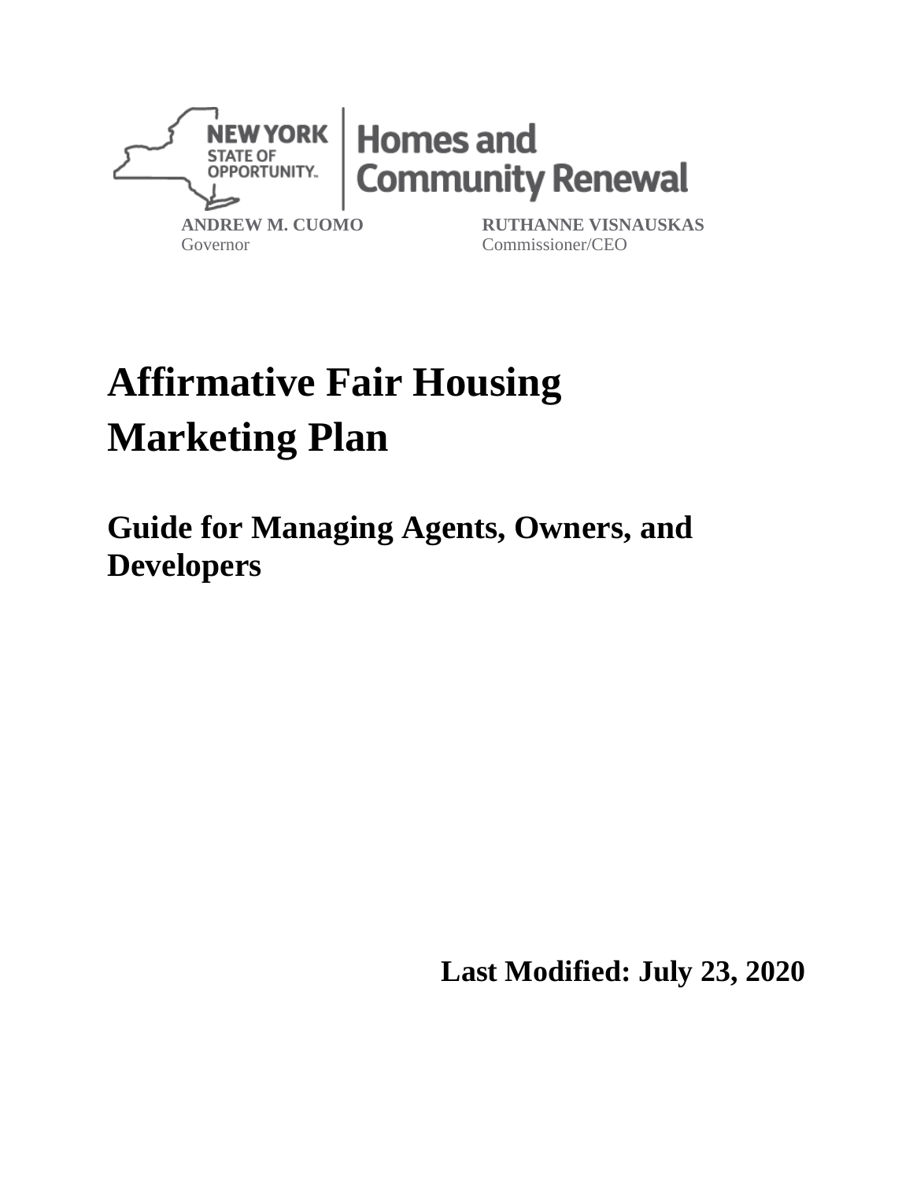NEW YORK STATE OF OPPORTUNITY. | Homes and Community Renewal

**ANDREW M. CUOMO**
Governor

**RUTHANNE VISNAUSKAS**
Commissioner/CEO

# Affirmative Fair Housing Marketing Plan

## Guide for Managing Agents, Owners, and Developers

**Last Modified: July 23, 2020**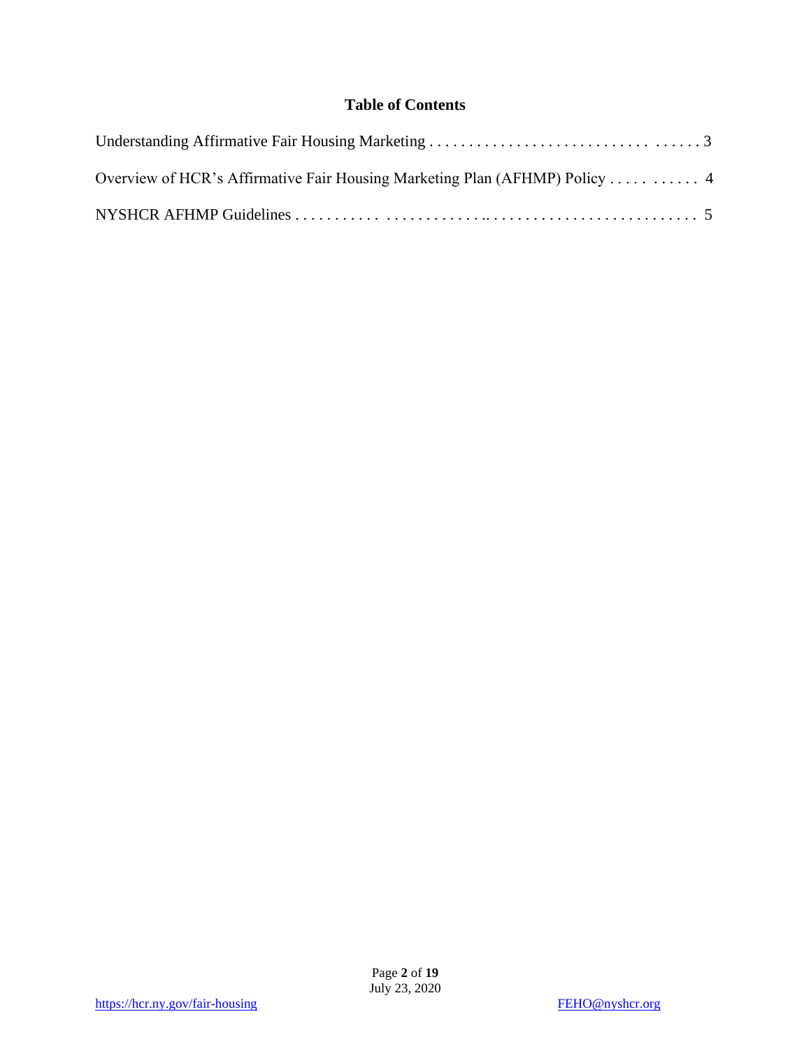# Table of Contents

Understanding Affirmative Fair Housing Marketing . . . . . . . . . . . . . . . . . . . . . . . . . . . . . . . . . . . . . . 3

Overview of HCR's Affirmative Fair Housing Marketing Plan (AFHMP) Policy . . . . . . . . . . . 4

NYSHCR AFHMP Guidelines . . . . . . . . . . . . . . . . . . . . . . . . . . . . . . . . . . . . . . . . . . . . . . . . . . . 5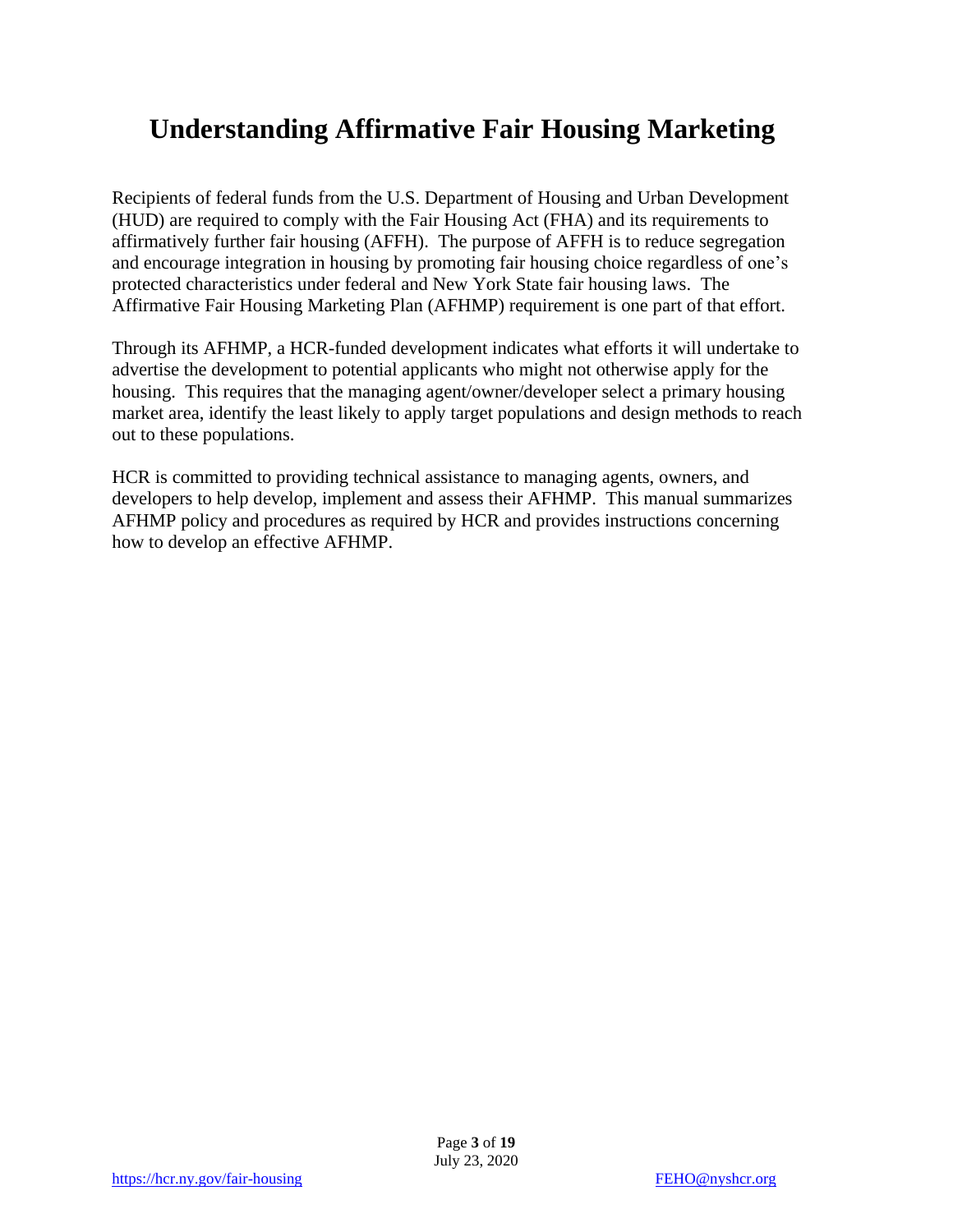# Understanding Affirmative Fair Housing Marketing

Recipients of federal funds from the U.S. Department of Housing and Urban Development (HUD) are required to comply with the Fair Housing Act (FHA) and its requirements to affirmatively further fair housing (AFFH). The purpose of AFFH is to reduce segregation and encourage integration in housing by promoting fair housing choice regardless of one's protected characteristics under federal and New York State fair housing laws. The Affirmative Fair Housing Marketing Plan (AFHMP) requirement is one part of that effort.

Through its AFHMP, a HCR-funded development indicates what efforts it will undertake to advertise the development to potential applicants who might not otherwise apply for the housing. This requires that the managing agent/owner/developer select a primary housing market area, identify the least likely to apply target populations and design methods to reach out to these populations.

HCR is committed to providing technical assistance to managing agents, owners, and developers to help develop, implement and assess their AFHMP. This manual summarizes AFHMP policy and procedures as required by HCR and provides instructions concerning how to develop an effective AFHMP.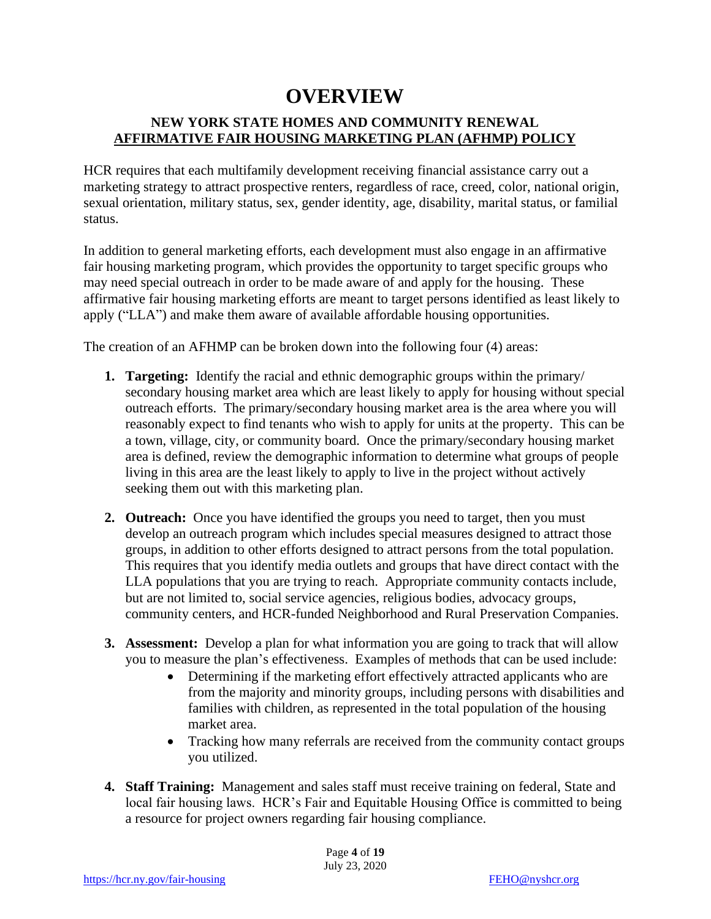# OVERVIEW

## NEW YORK STATE HOMES AND COMMUNITY RENEWAL AFFIRMATIVE FAIR HOUSING MARKETING PLAN (AFHMP) POLICY

HCR requires that each multifamily development receiving financial assistance carry out a marketing strategy to attract prospective renters, regardless of race, creed, color, national origin, sexual orientation, military status, sex, gender identity, age, disability, marital status, or familial status.

In addition to general marketing efforts, each development must also engage in an affirmative fair housing marketing program, which provides the opportunity to target specific groups who may need special outreach in order to be made aware of and apply for the housing. These affirmative fair housing marketing efforts are meant to target persons identified as least likely to apply ("LLA") and make them aware of available affordable housing opportunities.

The creation of an AFHMP can be broken down into the following four (4) areas:

1. **Targeting:** Identify the racial and ethnic demographic groups within the primary/ secondary housing market area which are least likely to apply for housing without special outreach efforts. The primary/secondary housing market area is the area where you will reasonably expect to find tenants who wish to apply for units at the property. This can be a town, village, city, or community board. Once the primary/secondary housing market area is defined, review the demographic information to determine what groups of people living in this area are the least likely to apply to live in the project without actively seeking them out with this marketing plan.

2. **Outreach:** Once you have identified the groups you need to target, then you must develop an outreach program which includes special measures designed to attract those groups, in addition to other efforts designed to attract persons from the total population. This requires that you identify media outlets and groups that have direct contact with the LLA populations that you are trying to reach. Appropriate community contacts include, but are not limited to, social service agencies, religious bodies, advocacy groups, community centers, and HCR-funded Neighborhood and Rural Preservation Companies.

3. **Assessment:** Develop a plan for what information you are going to track that will allow you to measure the plan's effectiveness. Examples of methods that can be used include:
   - Determining if the marketing effort effectively attracted applicants who are from the majority and minority groups, including persons with disabilities and families with children, as represented in the total population of the housing market area.
   - Tracking how many referrals are received from the community contact groups you utilized.

4. **Staff Training:** Management and sales staff must receive training on federal, State and local fair housing laws. HCR's Fair and Equitable Housing Office is committed to being a resource for project owners regarding fair housing compliance.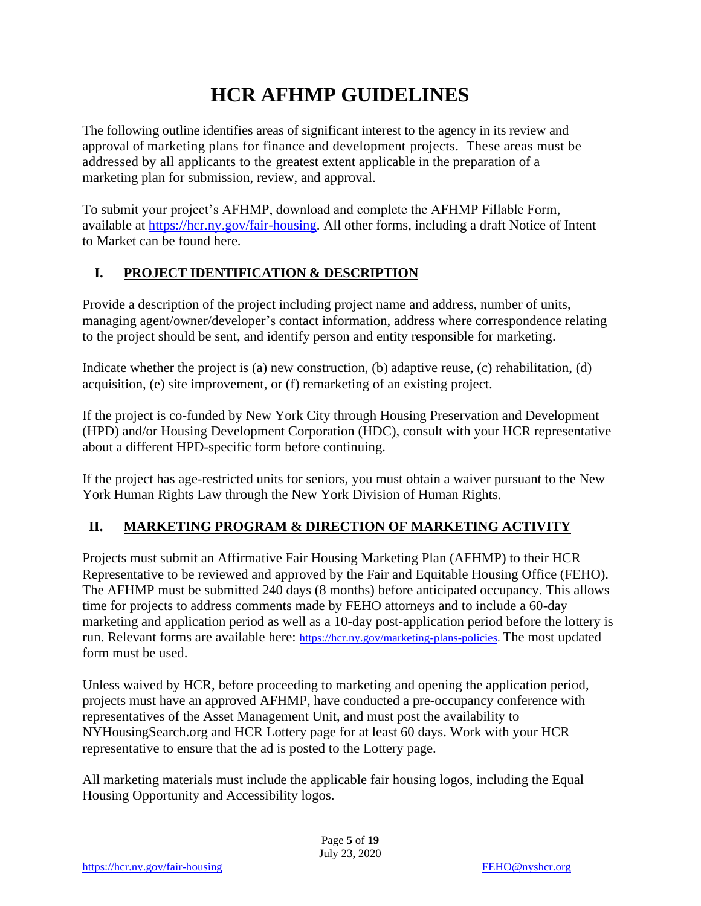# HCR AFHMP GUIDELINES

The following outline identifies areas of significant interest to the agency in its review and approval of marketing plans for finance and development projects. These areas must be addressed by all applicants to the greatest extent applicable in the preparation of a marketing plan for submission, review, and approval.

To submit your project's AFHMP, download and complete the AFHMP Fillable Form, available at https://hcr.ny.gov/fair-housing. All other forms, including a draft Notice of Intent to Market can be found here.

## I. PROJECT IDENTIFICATION & DESCRIPTION

Provide a description of the project including project name and address, number of units, managing agent/owner/developer's contact information, address where correspondence relating to the project should be sent, and identify person and entity responsible for marketing.

Indicate whether the project is (a) new construction, (b) adaptive reuse, (c) rehabilitation, (d) acquisition, (e) site improvement, or (f) remarketing of an existing project.

If the project is co-funded by New York City through Housing Preservation and Development (HPD) and/or Housing Development Corporation (HDC), consult with your HCR representative about a different HPD-specific form before continuing.

If the project has age-restricted units for seniors, you must obtain a waiver pursuant to the New York Human Rights Law through the New York Division of Human Rights.

## II. MARKETING PROGRAM & DIRECTION OF MARKETING ACTIVITY

Projects must submit an Affirmative Fair Housing Marketing Plan (AFHMP) to their HCR Representative to be reviewed and approved by the Fair and Equitable Housing Office (FEHO). The AFHMP must be submitted 240 days (8 months) before anticipated occupancy. This allows time for projects to address comments made by FEHO attorneys and to include a 60-day marketing and application period as well as a 10-day post-application period before the lottery is run. Relevant forms are available here: https://hcr.ny.gov/marketing-plans-policies. The most updated form must be used.

Unless waived by HCR, before proceeding to marketing and opening the application period, projects must have an approved AFHMP, have conducted a pre-occupancy conference with representatives of the Asset Management Unit, and must post the availability to NYHousingSearch.org and HCR Lottery page for at least 60 days. Work with your HCR representative to ensure that the ad is posted to the Lottery page.

All marketing materials must include the applicable fair housing logos, including the Equal Housing Opportunity and Accessibility logos.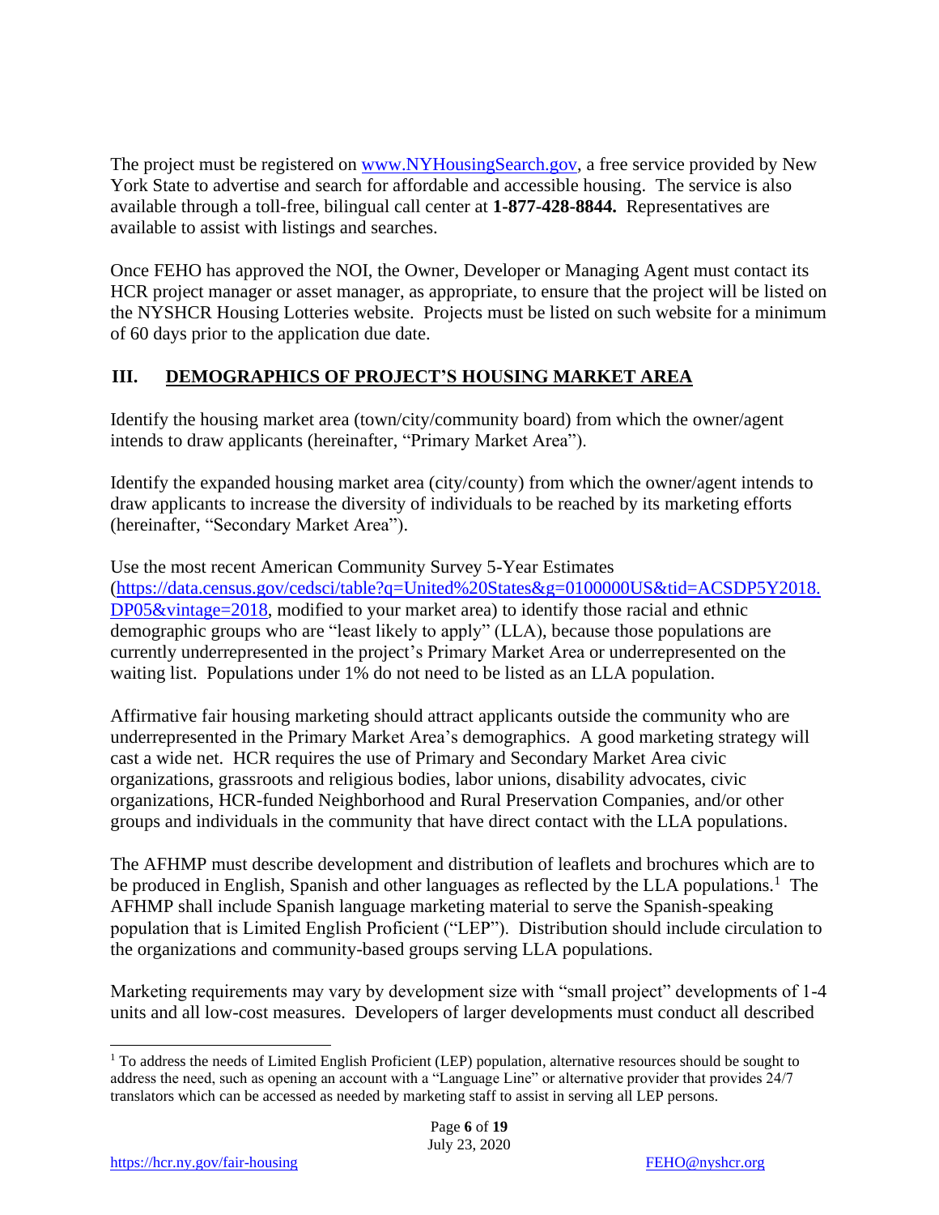The project must be registered on [www.NYHousingSearch.gov](http://www.NYHousingSearch.gov), a free service provided by New York State to advertise and search for affordable and accessible housing. The service is also available through a toll-free, bilingual call center at **1-877-428-8844.** Representatives are available to assist with listings and searches.

Once FEHO has approved the NOI, the Owner, Developer or Managing Agent must contact its HCR project manager or asset manager, as appropriate, to ensure that the project will be listed on the NYSHCR Housing Lotteries website. Projects must be listed on such website for a minimum of 60 days prior to the application due date.

## III. DEMOGRAPHICS OF PROJECT'S HOUSING MARKET AREA

Identify the housing market area (town/city/community board) from which the owner/agent intends to draw applicants (hereinafter, "Primary Market Area").

Identify the expanded housing market area (city/county) from which the owner/agent intends to draw applicants to increase the diversity of individuals to be reached by its marketing efforts (hereinafter, "Secondary Market Area").

Use the most recent American Community Survey 5-Year Estimates ([https://data.census.gov/cedsci/table?q=United%20States&g=0100000US&tid=ACSDP5Y2018.DP05&vintage=2018](https://data.census.gov/cedsci/table?q=United%20States&g=0100000US&tid=ACSDP5Y2018.DP05&vintage=2018), modified to your market area) to identify those racial and ethnic demographic groups who are "least likely to apply" (LLA), because those populations are currently underrepresented in the project's Primary Market Area or underrepresented on the waiting list. Populations under 1% do not need to be listed as an LLA population.

Affirmative fair housing marketing should attract applicants outside the community who are underrepresented in the Primary Market Area's demographics. A good marketing strategy will cast a wide net. HCR requires the use of Primary and Secondary Market Area civic organizations, grassroots and religious bodies, labor unions, disability advocates, civic organizations, HCR-funded Neighborhood and Rural Preservation Companies, and/or other groups and individuals in the community that have direct contact with the LLA populations.

The AFHMP must describe development and distribution of leaflets and brochures which are to be produced in English, Spanish and other languages as reflected by the LLA populations.[1] The AFHMP shall include Spanish language marketing material to serve the Spanish-speaking population that is Limited English Proficient ("LEP"). Distribution should include circulation to the organizations and community-based groups serving LLA populations.

Marketing requirements may vary by development size with "small project" developments of 1-4 units and all low-cost measures. Developers of larger developments must conduct all described

---

[1] To address the needs of Limited English Proficient (LEP) population, alternative resources should be sought to address the need, such as opening an account with a "Language Line" or alternative provider that provides 24/7 translators which can be accessed as needed by marketing staff to assist in serving all LEP persons.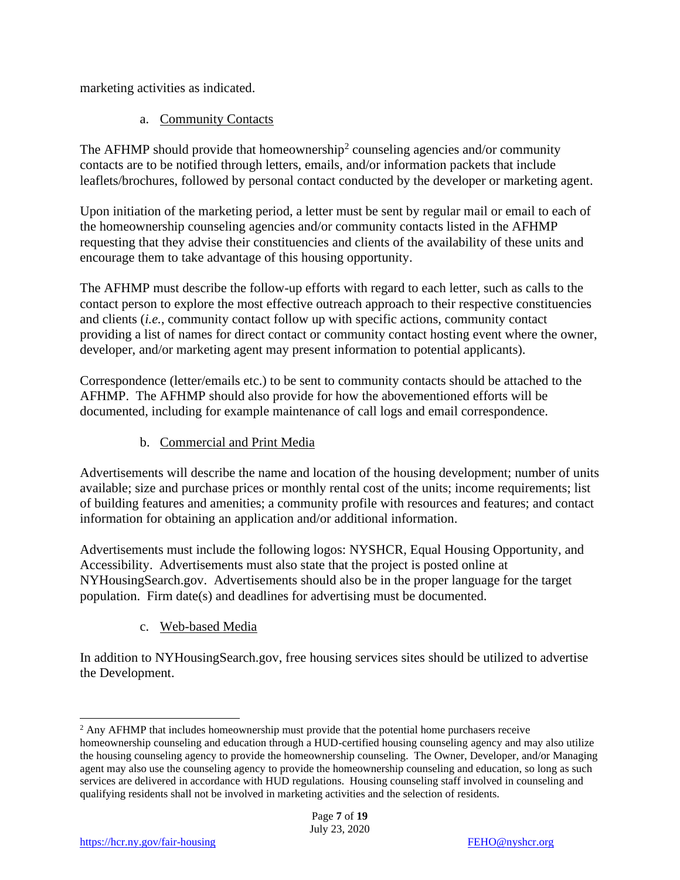marketing activities as indicated.

a. Community Contacts

The AFHMP should provide that homeownership[2] counseling agencies and/or community contacts are to be notified through letters, emails, and/or information packets that include leaflets/brochures, followed by personal contact conducted by the developer or marketing agent.

Upon initiation of the marketing period, a letter must be sent by regular mail or email to each of the homeownership counseling agencies and/or community contacts listed in the AFHMP requesting that they advise their constituencies and clients of the availability of these units and encourage them to take advantage of this housing opportunity.

The AFHMP must describe the follow-up efforts with regard to each letter, such as calls to the contact person to explore the most effective outreach approach to their respective constituencies and clients (*i.e.*, community contact follow up with specific actions, community contact providing a list of names for direct contact or community contact hosting event where the owner, developer, and/or marketing agent may present information to potential applicants).

Correspondence (letter/emails etc.) to be sent to community contacts should be attached to the AFHMP. The AFHMP should also provide for how the abovementioned efforts will be documented, including for example maintenance of call logs and email correspondence.

b. Commercial and Print Media

Advertisements will describe the name and location of the housing development; number of units available; size and purchase prices or monthly rental cost of the units; income requirements; list of building features and amenities; a community profile with resources and features; and contact information for obtaining an application and/or additional information.

Advertisements must include the following logos: NYSHCR, Equal Housing Opportunity, and Accessibility. Advertisements must also state that the project is posted online at NYHousingSearch.gov. Advertisements should also be in the proper language for the target population. Firm date(s) and deadlines for advertising must be documented.

c. Web-based Media

In addition to NYHousingSearch.gov, free housing services sites should be utilized to advertise the Development.

---

[2] Any AFHMP that includes homeownership must provide that the potential home purchasers receive homeownership counseling and education through a HUD-certified housing counseling agency and may also utilize the housing counseling agency to provide the homeownership counseling. The Owner, Developer, and/or Managing agent may also use the counseling agency to provide the homeownership counseling and education, so long as such services are delivered in accordance with HUD regulations. Housing counseling staff involved in counseling and qualifying residents shall not be involved in marketing activities and the selection of residents.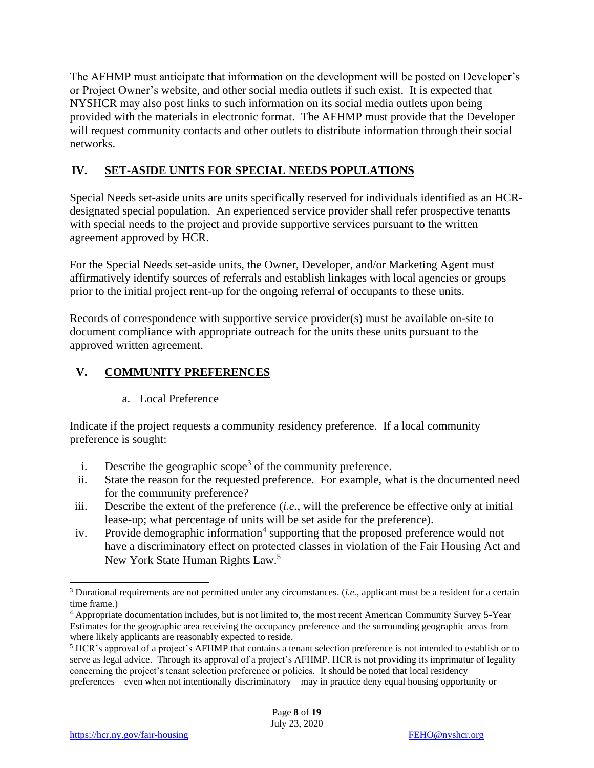The AFHMP must anticipate that information on the development will be posted on Developer's or Project Owner's website, and other social media outlets if such exist. It is expected that NYSHCR may also post links to such information on its social media outlets upon being provided with the materials in electronic format. The AFHMP must provide that the Developer will request community contacts and other outlets to distribute information through their social networks.

## IV. SET-ASIDE UNITS FOR SPECIAL NEEDS POPULATIONS

Special Needs set-aside units are units specifically reserved for individuals identified as an HCR-designated special population. An experienced service provider shall refer prospective tenants with special needs to the project and provide supportive services pursuant to the written agreement approved by HCR.

For the Special Needs set-aside units, the Owner, Developer, and/or Marketing Agent must affirmatively identify sources of referrals and establish linkages with local agencies or groups prior to the initial project rent-up for the ongoing referral of occupants to these units.

Records of correspondence with supportive service provider(s) must be available on-site to document compliance with appropriate outreach for the units these units pursuant to the approved written agreement.

## V. COMMUNITY PREFERENCES

### a. Local Preference

Indicate if the project requests a community residency preference. If a local community preference is sought:

i. Describe the geographic scope[3] of the community preference.
ii. State the reason for the requested preference. For example, what is the documented need for the community preference?
iii. Describe the extent of the preference (*i.e.*, will the preference be effective only at initial lease-up; what percentage of units will be set aside for the preference).
iv. Provide demographic information[4] supporting that the proposed preference would not have a discriminatory effect on protected classes in violation of the Fair Housing Act and New York State Human Rights Law.[5]

---

[3] Durational requirements are not permitted under any circumstances. (*i.e.*, applicant must be a resident for a certain time frame.)

[4] Appropriate documentation includes, but is not limited to, the most recent American Community Survey 5-Year Estimates for the geographic area receiving the occupancy preference and the surrounding geographic areas from where likely applicants are reasonably expected to reside.

[5] HCR's approval of a project's AFHMP that contains a tenant selection preference is not intended to establish or to serve as legal advice. Through its approval of a project's AFHMP, HCR is not providing its imprimatur of legality concerning the project's tenant selection preference or policies. It should be noted that local residency preferences—even when not intentionally discriminatory—may in practice deny equal housing opportunity or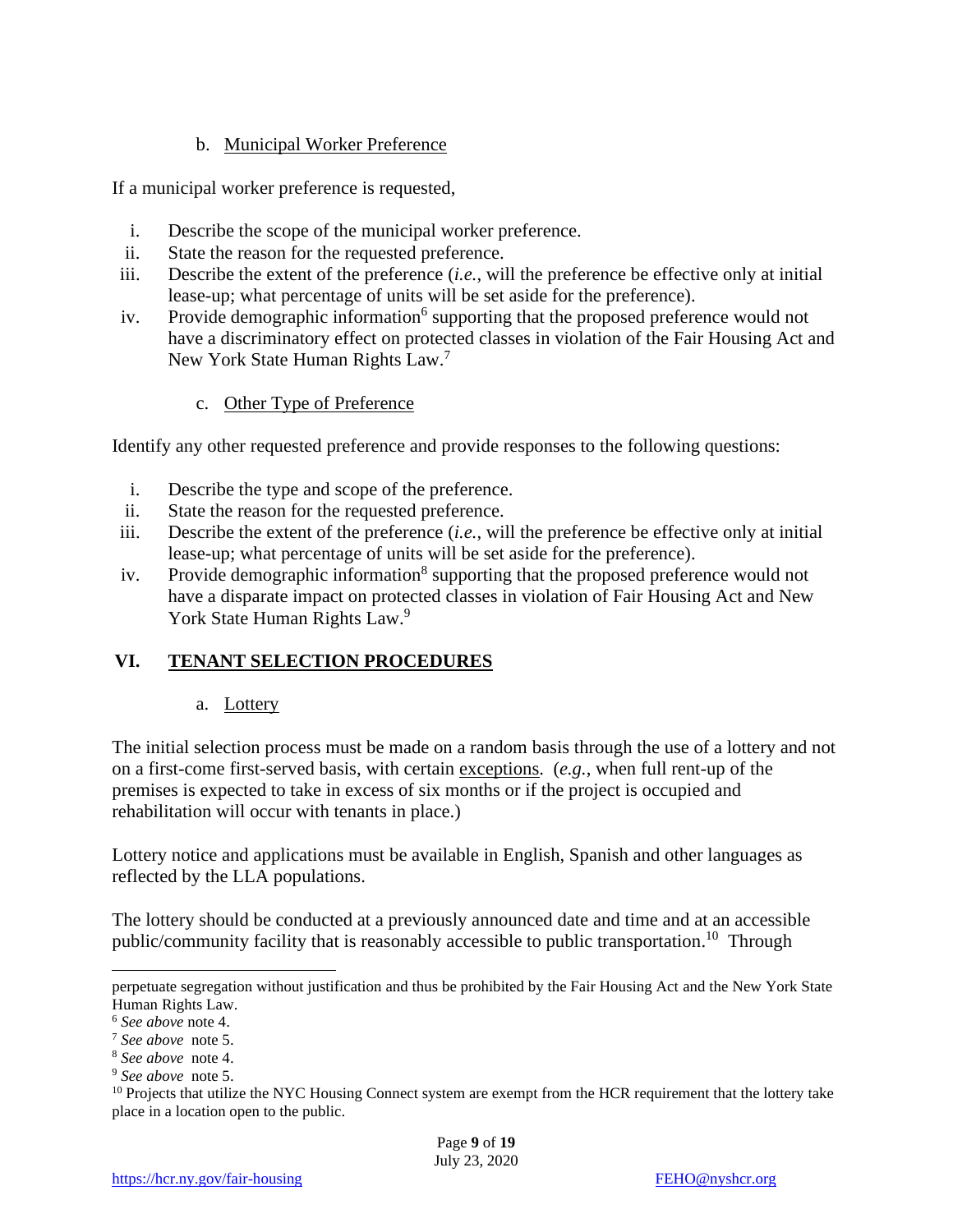b. Municipal Worker Preference

If a municipal worker preference is requested,

i. Describe the scope of the municipal worker preference.
ii. State the reason for the requested preference.
iii. Describe the extent of the preference (*i.e.*, will the preference be effective only at initial lease-up; what percentage of units will be set aside for the preference).
iv. Provide demographic information[6] supporting that the proposed preference would not have a discriminatory effect on protected classes in violation of the Fair Housing Act and New York State Human Rights Law.[7]

c. Other Type of Preference

Identify any other requested preference and provide responses to the following questions:

i. Describe the type and scope of the preference.
ii. State the reason for the requested preference.
iii. Describe the extent of the preference (*i.e.*, will the preference be effective only at initial lease-up; what percentage of units will be set aside for the preference).
iv. Provide demographic information[8] supporting that the proposed preference would not have a disparate impact on protected classes in violation of Fair Housing Act and New York State Human Rights Law.[9]

## VI. TENANT SELECTION PROCEDURES

a. Lottery

The initial selection process must be made on a random basis through the use of a lottery and not on a first-come first-served basis, with certain exceptions. (*e.g.*, when full rent-up of the premises is expected to take in excess of six months or if the project is occupied and rehabilitation will occur with tenants in place.)

Lottery notice and applications must be available in English, Spanish and other languages as reflected by the LLA populations.

The lottery should be conducted at a previously announced date and time and at an accessible public/community facility that is reasonably accessible to public transportation.[10] Through

---

perpetuate segregation without justification and thus be prohibited by the Fair Housing Act and the New York State Human Rights Law.

[6] *See above* note 4.

[7] *See above* note 5.

[8] *See above* note 4.

[9] *See above* note 5.

[10] Projects that utilize the NYC Housing Connect system are exempt from the HCR requirement that the lottery take place in a location open to the public.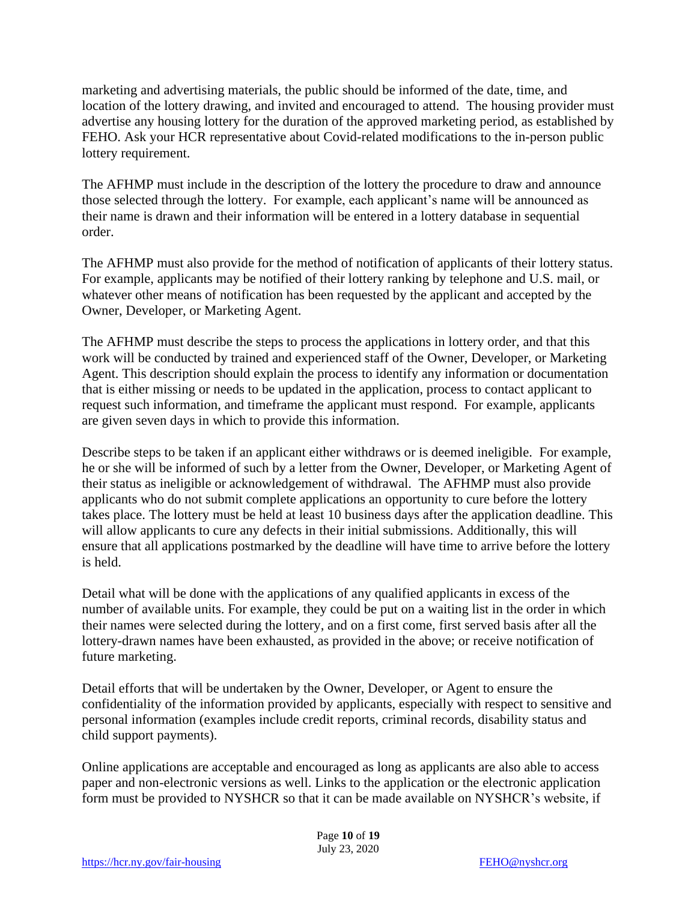marketing and advertising materials, the public should be informed of the date, time, and location of the lottery drawing, and invited and encouraged to attend. The housing provider must advertise any housing lottery for the duration of the approved marketing period, as established by FEHO. Ask your HCR representative about Covid-related modifications to the in-person public lottery requirement.

The AFHMP must include in the description of the lottery the procedure to draw and announce those selected through the lottery. For example, each applicant's name will be announced as their name is drawn and their information will be entered in a lottery database in sequential order.

The AFHMP must also provide for the method of notification of applicants of their lottery status. For example, applicants may be notified of their lottery ranking by telephone and U.S. mail, or whatever other means of notification has been requested by the applicant and accepted by the Owner, Developer, or Marketing Agent.

The AFHMP must describe the steps to process the applications in lottery order, and that this work will be conducted by trained and experienced staff of the Owner, Developer, or Marketing Agent. This description should explain the process to identify any information or documentation that is either missing or needs to be updated in the application, process to contact applicant to request such information, and timeframe the applicant must respond. For example, applicants are given seven days in which to provide this information.

Describe steps to be taken if an applicant either withdraws or is deemed ineligible. For example, he or she will be informed of such by a letter from the Owner, Developer, or Marketing Agent of their status as ineligible or acknowledgement of withdrawal. The AFHMP must also provide applicants who do not submit complete applications an opportunity to cure before the lottery takes place. The lottery must be held at least 10 business days after the application deadline. This will allow applicants to cure any defects in their initial submissions. Additionally, this will ensure that all applications postmarked by the deadline will have time to arrive before the lottery is held.

Detail what will be done with the applications of any qualified applicants in excess of the number of available units. For example, they could be put on a waiting list in the order in which their names were selected during the lottery, and on a first come, first served basis after all the lottery-drawn names have been exhausted, as provided in the above; or receive notification of future marketing.

Detail efforts that will be undertaken by the Owner, Developer, or Agent to ensure the confidentiality of the information provided by applicants, especially with respect to sensitive and personal information (examples include credit reports, criminal records, disability status and child support payments).

Online applications are acceptable and encouraged as long as applicants are also able to access paper and non-electronic versions as well. Links to the application or the electronic application form must be provided to NYSHCR so that it can be made available on NYSHCR's website, if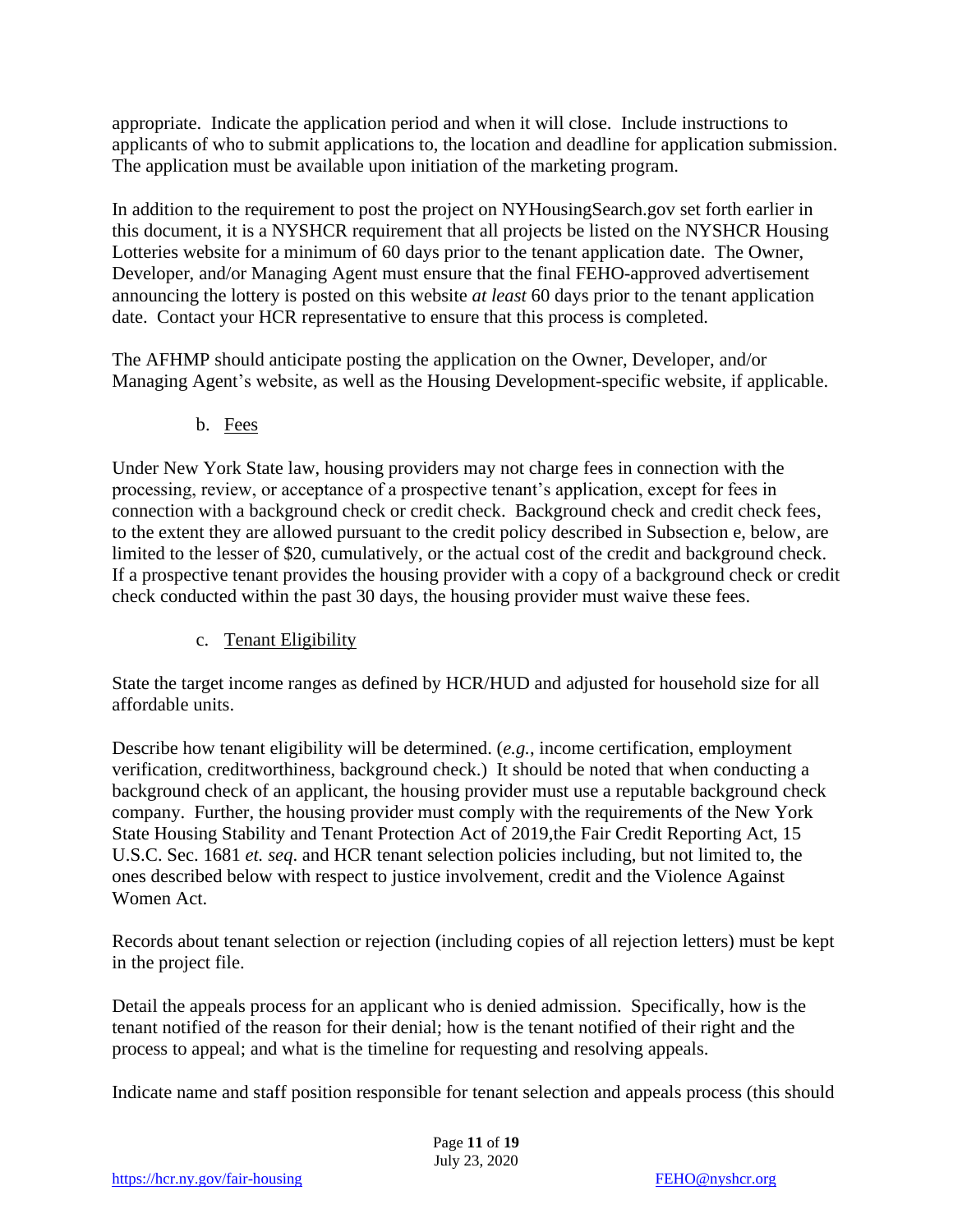appropriate. Indicate the application period and when it will close. Include instructions to applicants of who to submit applications to, the location and deadline for application submission. The application must be available upon initiation of the marketing program.

In addition to the requirement to post the project on NYHousingSearch.gov set forth earlier in this document, it is a NYSHCR requirement that all projects be listed on the NYSHCR Housing Lotteries website for a minimum of 60 days prior to the tenant application date. The Owner, Developer, and/or Managing Agent must ensure that the final FEHO-approved advertisement announcing the lottery is posted on this website *at least* 60 days prior to the tenant application date. Contact your HCR representative to ensure that this process is completed.

The AFHMP should anticipate posting the application on the Owner, Developer, and/or Managing Agent's website, as well as the Housing Development-specific website, if applicable.

b. Fees

Under New York State law, housing providers may not charge fees in connection with the processing, review, or acceptance of a prospective tenant's application, except for fees in connection with a background check or credit check. Background check and credit check fees, to the extent they are allowed pursuant to the credit policy described in Subsection e, below, are limited to the lesser of $20, cumulatively, or the actual cost of the credit and background check. If a prospective tenant provides the housing provider with a copy of a background check or credit check conducted within the past 30 days, the housing provider must waive these fees.

c. Tenant Eligibility

State the target income ranges as defined by HCR/HUD and adjusted for household size for all affordable units.

Describe how tenant eligibility will be determined. (*e.g.*, income certification, employment verification, creditworthiness, background check.) It should be noted that when conducting a background check of an applicant, the housing provider must use a reputable background check company. Further, the housing provider must comply with the requirements of the New York State Housing Stability and Tenant Protection Act of 2019,the Fair Credit Reporting Act, 15 U.S.C. Sec. 1681 *et. seq*. and HCR tenant selection policies including, but not limited to, the ones described below with respect to justice involvement, credit and the Violence Against Women Act.

Records about tenant selection or rejection (including copies of all rejection letters) must be kept in the project file.

Detail the appeals process for an applicant who is denied admission. Specifically, how is the tenant notified of the reason for their denial; how is the tenant notified of their right and the process to appeal; and what is the timeline for requesting and resolving appeals.

Indicate name and staff position responsible for tenant selection and appeals process (this should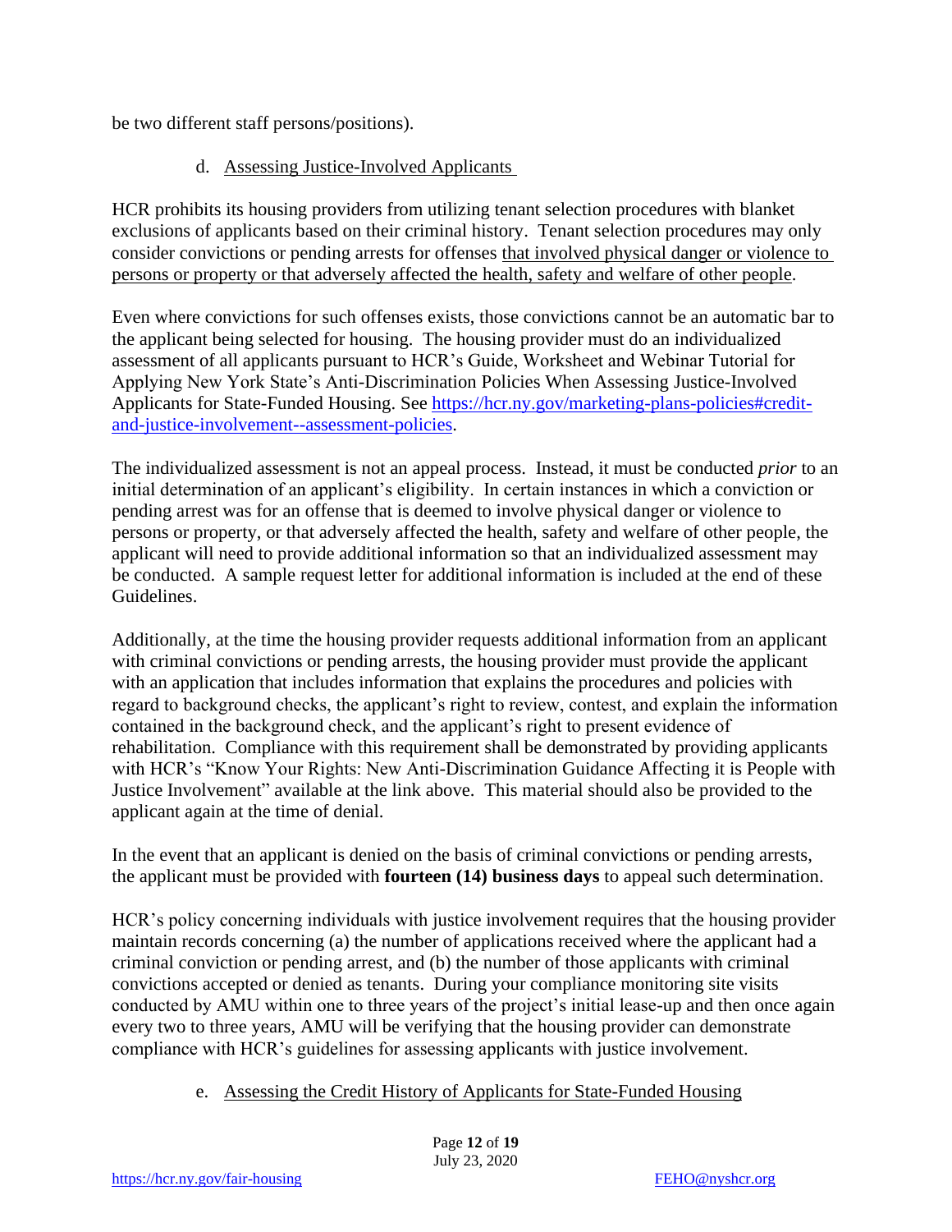be two different staff persons/positions).

### d. Assessing Justice-Involved Applicants

HCR prohibits its housing providers from utilizing tenant selection procedures with blanket exclusions of applicants based on their criminal history. Tenant selection procedures may only consider convictions or pending arrests for offenses that involved physical danger or violence to persons or property or that adversely affected the health, safety and welfare of other people.

Even where convictions for such offenses exists, those convictions cannot be an automatic bar to the applicant being selected for housing. The housing provider must do an individualized assessment of all applicants pursuant to HCR's Guide, Worksheet and Webinar Tutorial for Applying New York State's Anti-Discrimination Policies When Assessing Justice-Involved Applicants for State-Funded Housing. See [https://hcr.ny.gov/marketing-plans-policies#credit-and-justice-involvement--assessment-policies](https://hcr.ny.gov/marketing-plans-policies#credit-and-justice-involvement--assessment-policies).

The individualized assessment is not an appeal process. Instead, it must be conducted *prior* to an initial determination of an applicant's eligibility. In certain instances in which a conviction or pending arrest was for an offense that is deemed to involve physical danger or violence to persons or property, or that adversely affected the health, safety and welfare of other people, the applicant will need to provide additional information so that an individualized assessment may be conducted. A sample request letter for additional information is included at the end of these Guidelines.

Additionally, at the time the housing provider requests additional information from an applicant with criminal convictions or pending arrests, the housing provider must provide the applicant with an application that includes information that explains the procedures and policies with regard to background checks, the applicant's right to review, contest, and explain the information contained in the background check, and the applicant's right to present evidence of rehabilitation. Compliance with this requirement shall be demonstrated by providing applicants with HCR's "Know Your Rights: New Anti-Discrimination Guidance Affecting it is People with Justice Involvement" available at the link above. This material should also be provided to the applicant again at the time of denial.

In the event that an applicant is denied on the basis of criminal convictions or pending arrests, the applicant must be provided with **fourteen (14) business days** to appeal such determination.

HCR's policy concerning individuals with justice involvement requires that the housing provider maintain records concerning (a) the number of applications received where the applicant had a criminal conviction or pending arrest, and (b) the number of those applicants with criminal convictions accepted or denied as tenants. During your compliance monitoring site visits conducted by AMU within one to three years of the project's initial lease-up and then once again every two to three years, AMU will be verifying that the housing provider can demonstrate compliance with HCR's guidelines for assessing applicants with justice involvement.

### e. Assessing the Credit History of Applicants for State-Funded Housing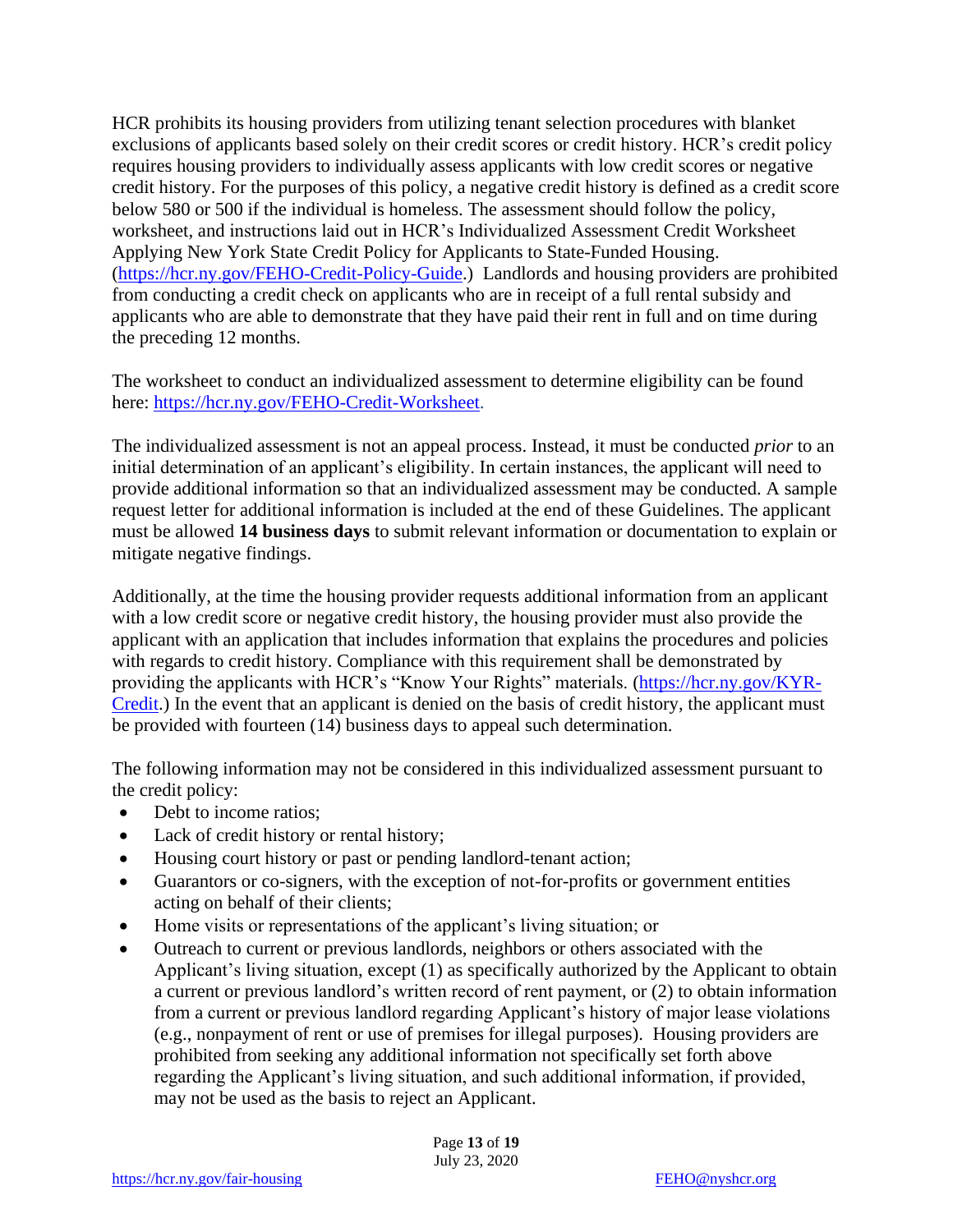HCR prohibits its housing providers from utilizing tenant selection procedures with blanket exclusions of applicants based solely on their credit scores or credit history. HCR's credit policy requires housing providers to individually assess applicants with low credit scores or negative credit history. For the purposes of this policy, a negative credit history is defined as a credit score below 580 or 500 if the individual is homeless. The assessment should follow the policy, worksheet, and instructions laid out in HCR's Individualized Assessment Credit Worksheet Applying New York State Credit Policy for Applicants to State-Funded Housing. (https://hcr.ny.gov/FEHO-Credit-Policy-Guide.) Landlords and housing providers are prohibited from conducting a credit check on applicants who are in receipt of a full rental subsidy and applicants who are able to demonstrate that they have paid their rent in full and on time during the preceding 12 months.

The worksheet to conduct an individualized assessment to determine eligibility can be found here: https://hcr.ny.gov/FEHO-Credit-Worksheet.

The individualized assessment is not an appeal process. Instead, it must be conducted *prior* to an initial determination of an applicant's eligibility. In certain instances, the applicant will need to provide additional information so that an individualized assessment may be conducted. A sample request letter for additional information is included at the end of these Guidelines. The applicant must be allowed **14 business days** to submit relevant information or documentation to explain or mitigate negative findings.

Additionally, at the time the housing provider requests additional information from an applicant with a low credit score or negative credit history, the housing provider must also provide the applicant with an application that includes information that explains the procedures and policies with regards to credit history. Compliance with this requirement shall be demonstrated by providing the applicants with HCR's "Know Your Rights" materials. (https://hcr.ny.gov/KYR-Credit.) In the event that an applicant is denied on the basis of credit history, the applicant must be provided with fourteen (14) business days to appeal such determination.

The following information may not be considered in this individualized assessment pursuant to the credit policy:

- Debt to income ratios;
- Lack of credit history or rental history;
- Housing court history or past or pending landlord-tenant action;
- Guarantors or co-signers, with the exception of not-for-profits or government entities acting on behalf of their clients;
- Home visits or representations of the applicant's living situation; or
- Outreach to current or previous landlords, neighbors or others associated with the Applicant's living situation, except (1) as specifically authorized by the Applicant to obtain a current or previous landlord's written record of rent payment, or (2) to obtain information from a current or previous landlord regarding Applicant's history of major lease violations (e.g., nonpayment of rent or use of premises for illegal purposes). Housing providers are prohibited from seeking any additional information not specifically set forth above regarding the Applicant's living situation, and such additional information, if provided, may not be used as the basis to reject an Applicant.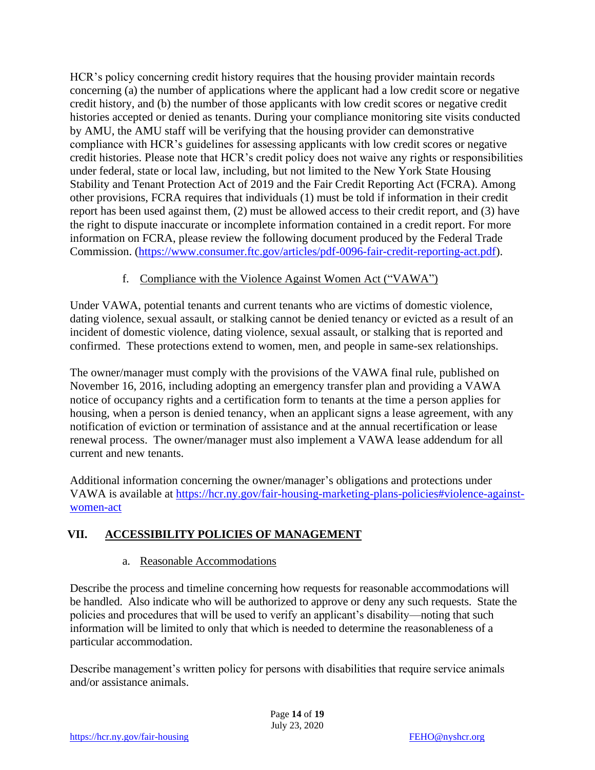HCR's policy concerning credit history requires that the housing provider maintain records concerning (a) the number of applications where the applicant had a low credit score or negative credit history, and (b) the number of those applicants with low credit scores or negative credit histories accepted or denied as tenants. During your compliance monitoring site visits conducted by AMU, the AMU staff will be verifying that the housing provider can demonstrative compliance with HCR's guidelines for assessing applicants with low credit scores or negative credit histories. Please note that HCR's credit policy does not waive any rights or responsibilities under federal, state or local law, including, but not limited to the New York State Housing Stability and Tenant Protection Act of 2019 and the Fair Credit Reporting Act (FCRA). Among other provisions, FCRA requires that individuals (1) must be told if information in their credit report has been used against them, (2) must be allowed access to their credit report, and (3) have the right to dispute inaccurate or incomplete information contained in a credit report. For more information on FCRA, please review the following document produced by the Federal Trade Commission. (https://www.consumer.ftc.gov/articles/pdf-0096-fair-credit-reporting-act.pdf).

### f. Compliance with the Violence Against Women Act ("VAWA")

Under VAWA, potential tenants and current tenants who are victims of domestic violence, dating violence, sexual assault, or stalking cannot be denied tenancy or evicted as a result of an incident of domestic violence, dating violence, sexual assault, or stalking that is reported and confirmed. These protections extend to women, men, and people in same-sex relationships.

The owner/manager must comply with the provisions of the VAWA final rule, published on November 16, 2016, including adopting an emergency transfer plan and providing a VAWA notice of occupancy rights and a certification form to tenants at the time a person applies for housing, when a person is denied tenancy, when an applicant signs a lease agreement, with any notification of eviction or termination of assistance and at the annual recertification or lease renewal process. The owner/manager must also implement a VAWA lease addendum for all current and new tenants.

Additional information concerning the owner/manager's obligations and protections under VAWA is available at https://hcr.ny.gov/fair-housing-marketing-plans-policies#violence-against-women-act

## VII. ACCESSIBILITY POLICIES OF MANAGEMENT

### a. Reasonable Accommodations

Describe the process and timeline concerning how requests for reasonable accommodations will be handled. Also indicate who will be authorized to approve or deny any such requests. State the policies and procedures that will be used to verify an applicant's disability—noting that such information will be limited to only that which is needed to determine the reasonableness of a particular accommodation.

Describe management's written policy for persons with disabilities that require service animals and/or assistance animals.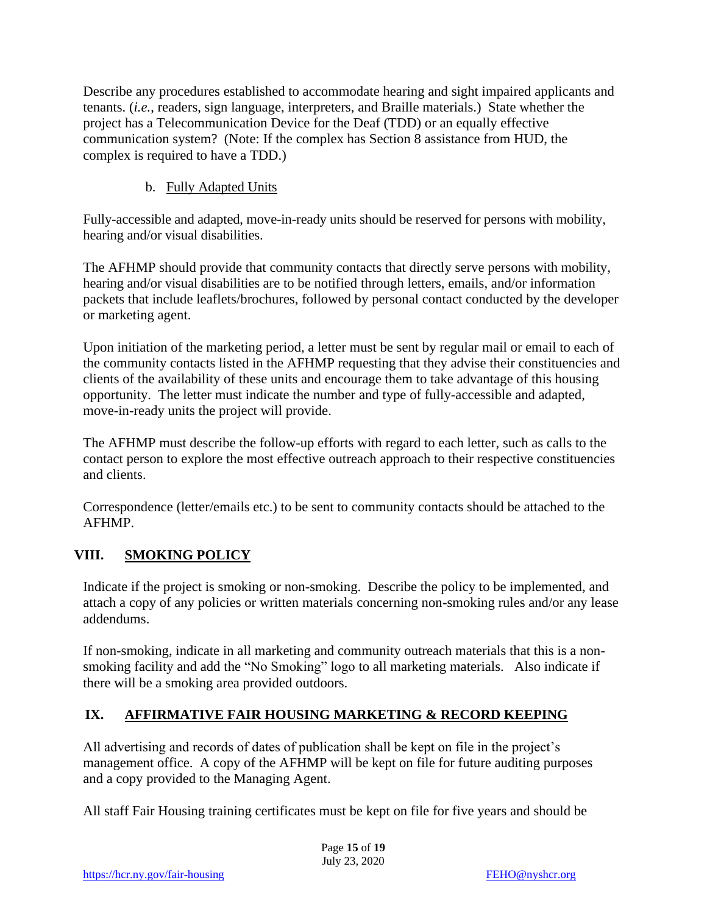Describe any procedures established to accommodate hearing and sight impaired applicants and tenants. (*i.e.*, readers, sign language, interpreters, and Braille materials.) State whether the project has a Telecommunication Device for the Deaf (TDD) or an equally effective communication system? (Note: If the complex has Section 8 assistance from HUD, the complex is required to have a TDD.)

b. Fully Adapted Units

Fully-accessible and adapted, move-in-ready units should be reserved for persons with mobility, hearing and/or visual disabilities.

The AFHMP should provide that community contacts that directly serve persons with mobility, hearing and/or visual disabilities are to be notified through letters, emails, and/or information packets that include leaflets/brochures, followed by personal contact conducted by the developer or marketing agent.

Upon initiation of the marketing period, a letter must be sent by regular mail or email to each of the community contacts listed in the AFHMP requesting that they advise their constituencies and clients of the availability of these units and encourage them to take advantage of this housing opportunity. The letter must indicate the number and type of fully-accessible and adapted, move-in-ready units the project will provide.

The AFHMP must describe the follow-up efforts with regard to each letter, such as calls to the contact person to explore the most effective outreach approach to their respective constituencies and clients.

Correspondence (letter/emails etc.) to be sent to community contacts should be attached to the AFHMP.

## VIII. SMOKING POLICY

Indicate if the project is smoking or non-smoking. Describe the policy to be implemented, and attach a copy of any policies or written materials concerning non-smoking rules and/or any lease addendums.

If non-smoking, indicate in all marketing and community outreach materials that this is a non-smoking facility and add the "No Smoking" logo to all marketing materials. Also indicate if there will be a smoking area provided outdoors.

## IX. AFFIRMATIVE FAIR HOUSING MARKETING & RECORD KEEPING

All advertising and records of dates of publication shall be kept on file in the project's management office. A copy of the AFHMP will be kept on file for future auditing purposes and a copy provided to the Managing Agent.

All staff Fair Housing training certificates must be kept on file for five years and should be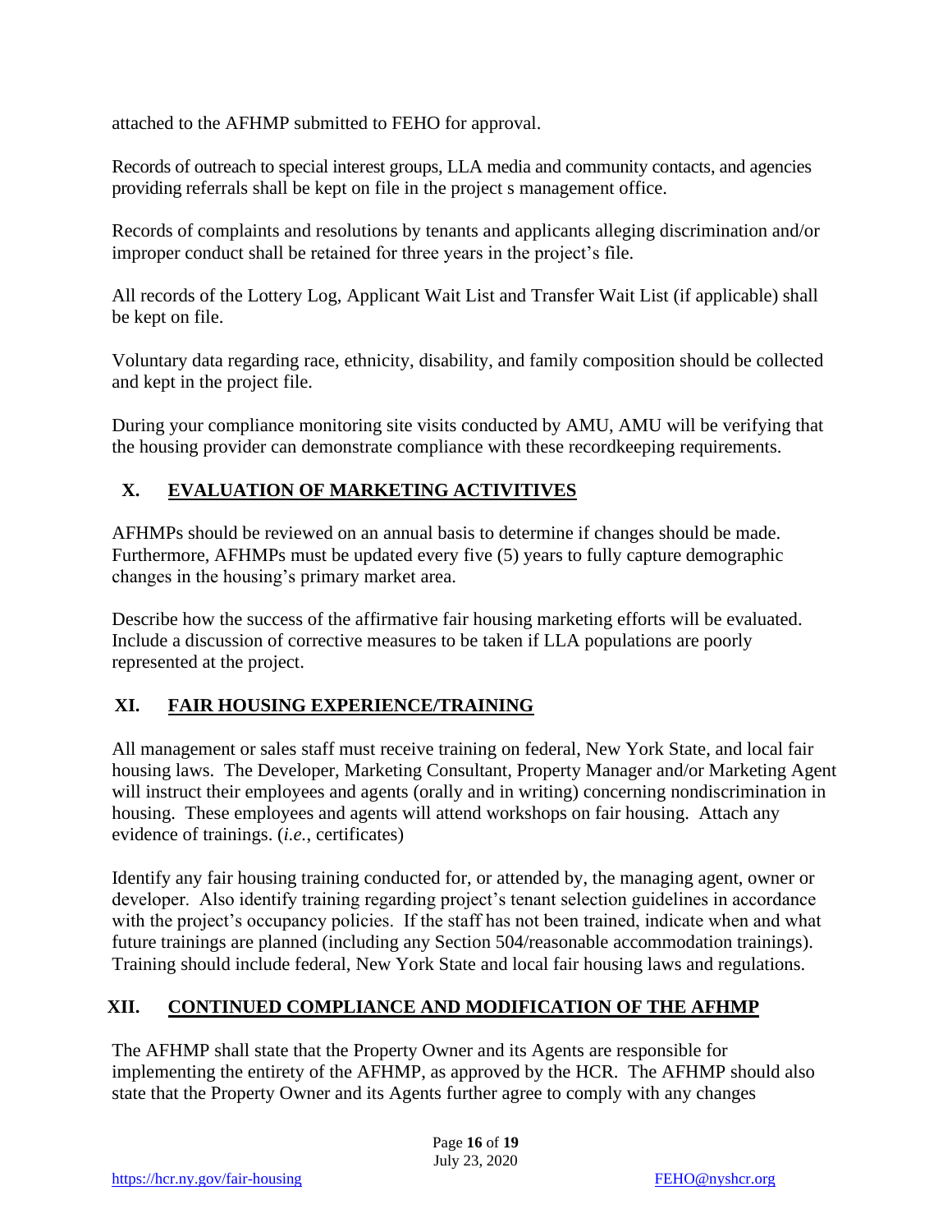attached to the AFHMP submitted to FEHO for approval.

Records of outreach to special interest groups, LLA media and community contacts, and agencies providing referrals shall be kept on file in the project s management office.

Records of complaints and resolutions by tenants and applicants alleging discrimination and/or improper conduct shall be retained for three years in the project's file.

All records of the Lottery Log, Applicant Wait List and Transfer Wait List (if applicable) shall be kept on file.

Voluntary data regarding race, ethnicity, disability, and family composition should be collected and kept in the project file.

During your compliance monitoring site visits conducted by AMU, AMU will be verifying that the housing provider can demonstrate compliance with these recordkeeping requirements.

## X. EVALUATION OF MARKETING ACTIVITIVES

AFHMPs should be reviewed on an annual basis to determine if changes should be made. Furthermore, AFHMPs must be updated every five (5) years to fully capture demographic changes in the housing's primary market area.

Describe how the success of the affirmative fair housing marketing efforts will be evaluated. Include a discussion of corrective measures to be taken if LLA populations are poorly represented at the project.

## XI. FAIR HOUSING EXPERIENCE/TRAINING

All management or sales staff must receive training on federal, New York State, and local fair housing laws. The Developer, Marketing Consultant, Property Manager and/or Marketing Agent will instruct their employees and agents (orally and in writing) concerning nondiscrimination in housing. These employees and agents will attend workshops on fair housing. Attach any evidence of trainings. (*i.e.*, certificates)

Identify any fair housing training conducted for, or attended by, the managing agent, owner or developer. Also identify training regarding project's tenant selection guidelines in accordance with the project's occupancy policies. If the staff has not been trained, indicate when and what future trainings are planned (including any Section 504/reasonable accommodation trainings). Training should include federal, New York State and local fair housing laws and regulations.

## XII. CONTINUED COMPLIANCE AND MODIFICATION OF THE AFHMP

The AFHMP shall state that the Property Owner and its Agents are responsible for implementing the entirety of the AFHMP, as approved by the HCR. The AFHMP should also state that the Property Owner and its Agents further agree to comply with any changes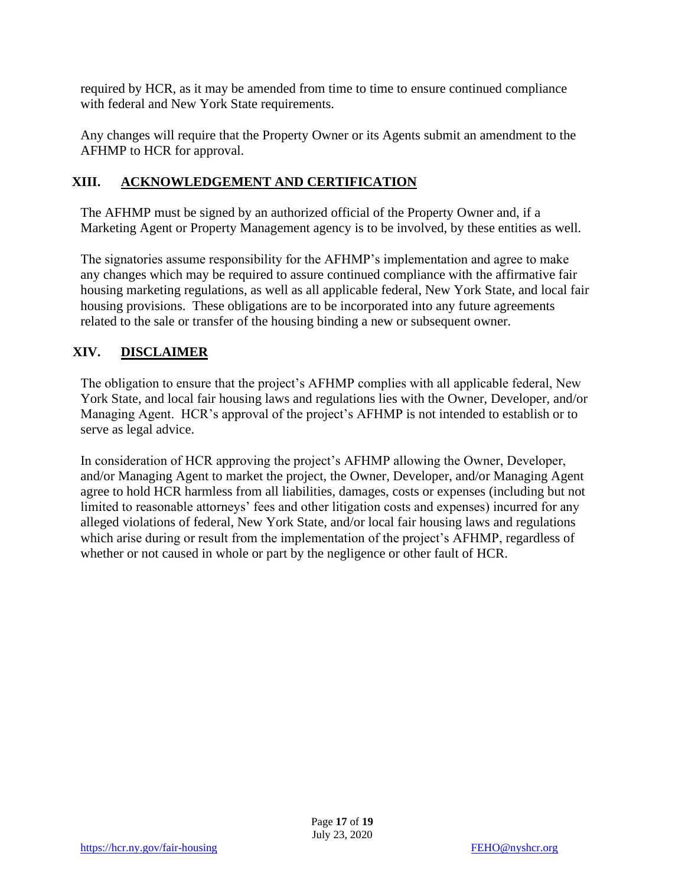required by HCR, as it may be amended from time to time to ensure continued compliance with federal and New York State requirements.

Any changes will require that the Property Owner or its Agents submit an amendment to the AFHMP to HCR for approval.

## XIII. ACKNOWLEDGEMENT AND CERTIFICATION

The AFHMP must be signed by an authorized official of the Property Owner and, if a Marketing Agent or Property Management agency is to be involved, by these entities as well.

The signatories assume responsibility for the AFHMP's implementation and agree to make any changes which may be required to assure continued compliance with the affirmative fair housing marketing regulations, as well as all applicable federal, New York State, and local fair housing provisions. These obligations are to be incorporated into any future agreements related to the sale or transfer of the housing binding a new or subsequent owner.

## XIV. DISCLAIMER

The obligation to ensure that the project's AFHMP complies with all applicable federal, New York State, and local fair housing laws and regulations lies with the Owner, Developer, and/or Managing Agent. HCR's approval of the project's AFHMP is not intended to establish or to serve as legal advice.

In consideration of HCR approving the project's AFHMP allowing the Owner, Developer, and/or Managing Agent to market the project, the Owner, Developer, and/or Managing Agent agree to hold HCR harmless from all liabilities, damages, costs or expenses (including but not limited to reasonable attorneys' fees and other litigation costs and expenses) incurred for any alleged violations of federal, New York State, and/or local fair housing laws and regulations which arise during or result from the implementation of the project's AFHMP, regardless of whether or not caused in whole or part by the negligence or other fault of HCR.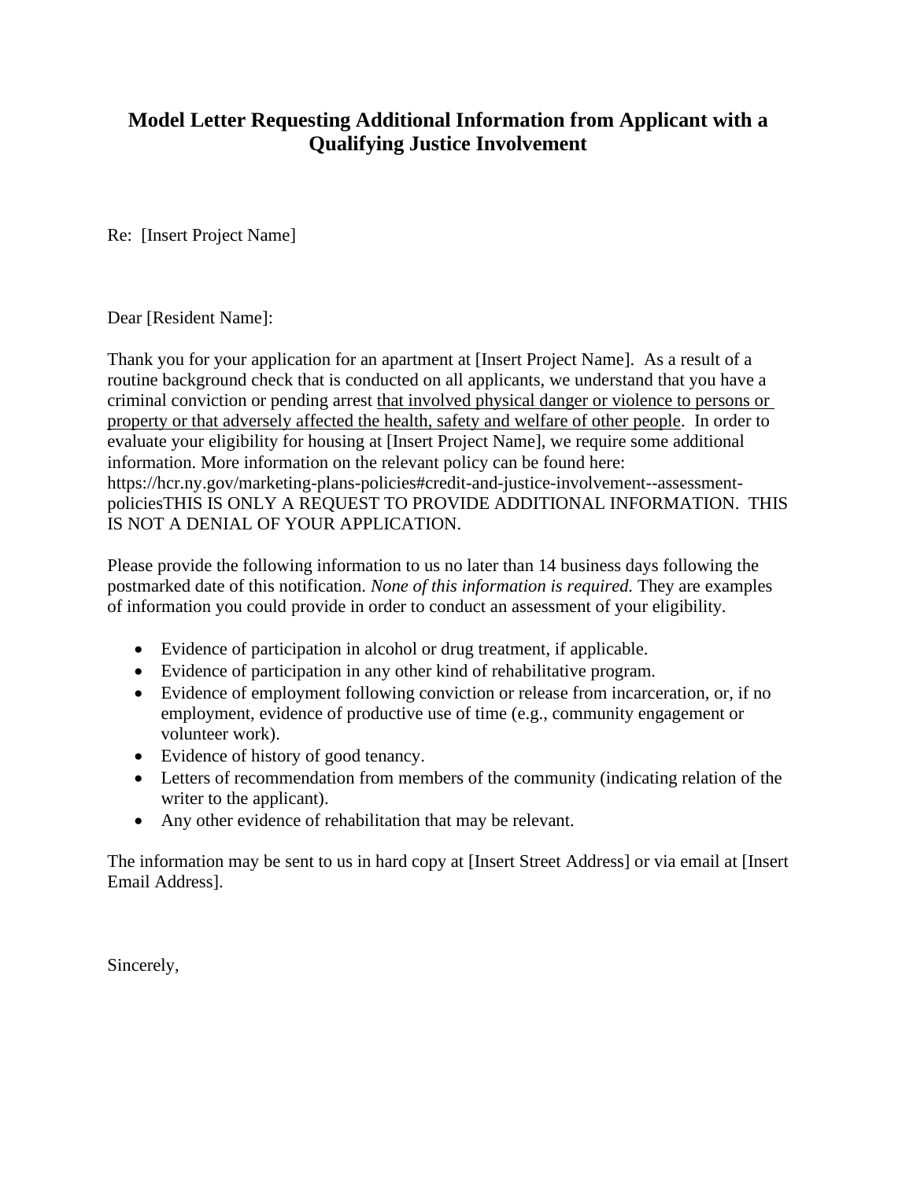# Model Letter Requesting Additional Information from Applicant with a Qualifying Justice Involvement

Re: [Insert Project Name]

Dear [Resident Name]:

Thank you for your application for an apartment at [Insert Project Name]. As a result of a routine background check that is conducted on all applicants, we understand that you have a criminal conviction or pending arrest <u>that involved physical danger or violence to persons or property or that adversely affected the health, safety and welfare of other people</u>. In order to evaluate your eligibility for housing at [Insert Project Name], we require some additional information. More information on the relevant policy can be found here: https://hcr.ny.gov/marketing-plans-policies#credit-and-justice-involvement--assessment-policiesTHIS IS ONLY A REQUEST TO PROVIDE ADDITIONAL INFORMATION. THIS IS NOT A DENIAL OF YOUR APPLICATION.

Please provide the following information to us no later than 14 business days following the postmarked date of this notification. *None of this information is required.* They are examples of information you could provide in order to conduct an assessment of your eligibility.

- Evidence of participation in alcohol or drug treatment, if applicable.
- Evidence of participation in any other kind of rehabilitative program.
- Evidence of employment following conviction or release from incarceration, or, if no employment, evidence of productive use of time (e.g., community engagement or volunteer work).
- Evidence of history of good tenancy.
- Letters of recommendation from members of the community (indicating relation of the writer to the applicant).
- Any other evidence of rehabilitation that may be relevant.

The information may be sent to us in hard copy at [Insert Street Address] or via email at [Insert Email Address].

Sincerely,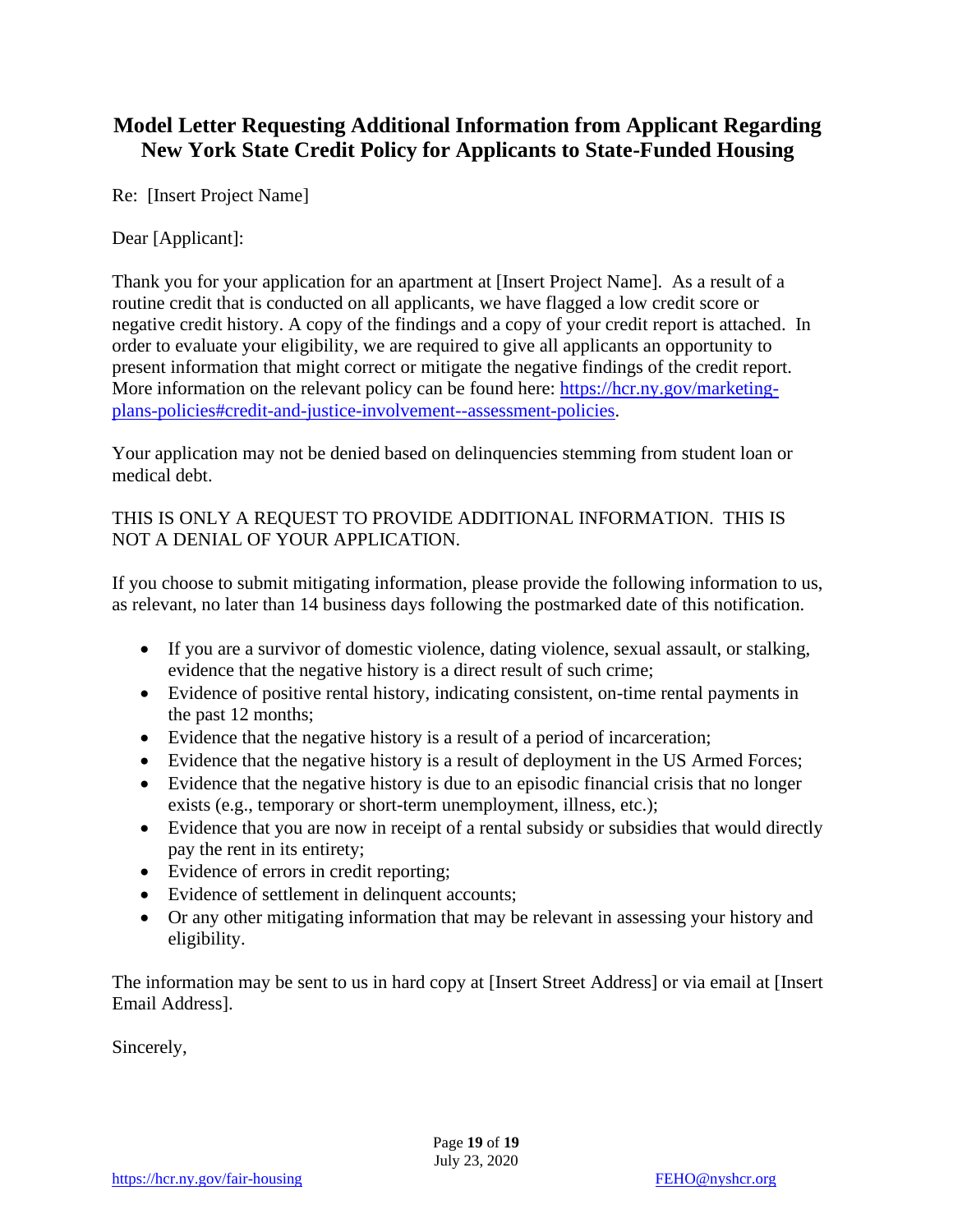# Model Letter Requesting Additional Information from Applicant Regarding New York State Credit Policy for Applicants to State-Funded Housing

Re: [Insert Project Name]

Dear [Applicant]:

Thank you for your application for an apartment at [Insert Project Name]. As a result of a routine credit that is conducted on all applicants, we have flagged a low credit score or negative credit history. A copy of the findings and a copy of your credit report is attached. In order to evaluate your eligibility, we are required to give all applicants an opportunity to present information that might correct or mitigate the negative findings of the credit report. More information on the relevant policy can be found here: https://hcr.ny.gov/marketing-plans-policies#credit-and-justice-involvement--assessment-policies.

Your application may not be denied based on delinquencies stemming from student loan or medical debt.

THIS IS ONLY A REQUEST TO PROVIDE ADDITIONAL INFORMATION. THIS IS NOT A DENIAL OF YOUR APPLICATION.

If you choose to submit mitigating information, please provide the following information to us, as relevant, no later than 14 business days following the postmarked date of this notification.

- If you are a survivor of domestic violence, dating violence, sexual assault, or stalking, evidence that the negative history is a direct result of such crime;
- Evidence of positive rental history, indicating consistent, on-time rental payments in the past 12 months;
- Evidence that the negative history is a result of a period of incarceration;
- Evidence that the negative history is a result of deployment in the US Armed Forces;
- Evidence that the negative history is due to an episodic financial crisis that no longer exists (e.g., temporary or short-term unemployment, illness, etc.);
- Evidence that you are now in receipt of a rental subsidy or subsidies that would directly pay the rent in its entirety;
- Evidence of errors in credit reporting;
- Evidence of settlement in delinquent accounts;
- Or any other mitigating information that may be relevant in assessing your history and eligibility.

The information may be sent to us in hard copy at [Insert Street Address] or via email at [Insert Email Address].

Sincerely,